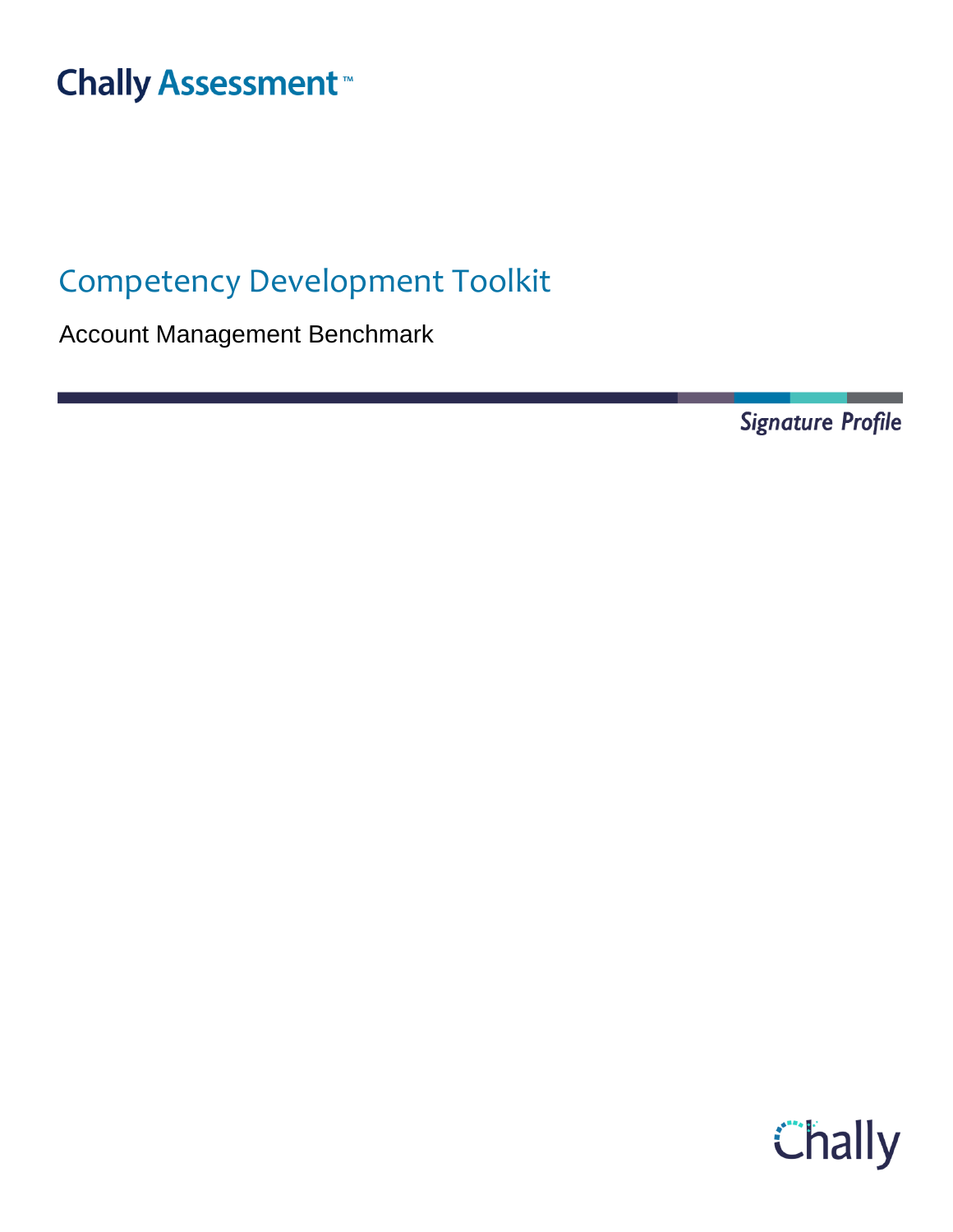Chally Assessment™

# Competency Development Toolkit

Account Management Benchmark

*Signature Profile*

Chally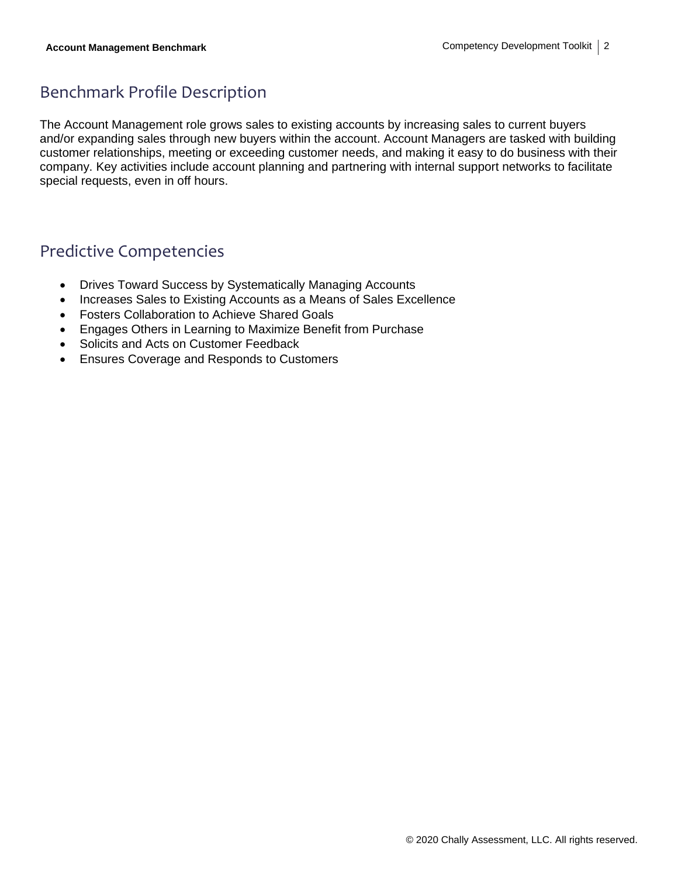## Benchmark Profile Description

The Account Management role grows sales to existing accounts by increasing sales to current buyers and/or expanding sales through new buyers within the account. Account Managers are tasked with building customer relationships, meeting or exceeding customer needs, and making it easy to do business with their company. Key activities include account planning and partnering with internal support networks to facilitate special requests, even in off hours.

## Predictive Competencies

- Drives Toward Success by Systematically Managing Accounts
- Increases Sales to Existing Accounts as a Means of Sales Excellence
- Fosters Collaboration to Achieve Shared Goals
- Engages Others in Learning to Maximize Benefit from Purchase
- Solicits and Acts on Customer Feedback
- Ensures Coverage and Responds to Customers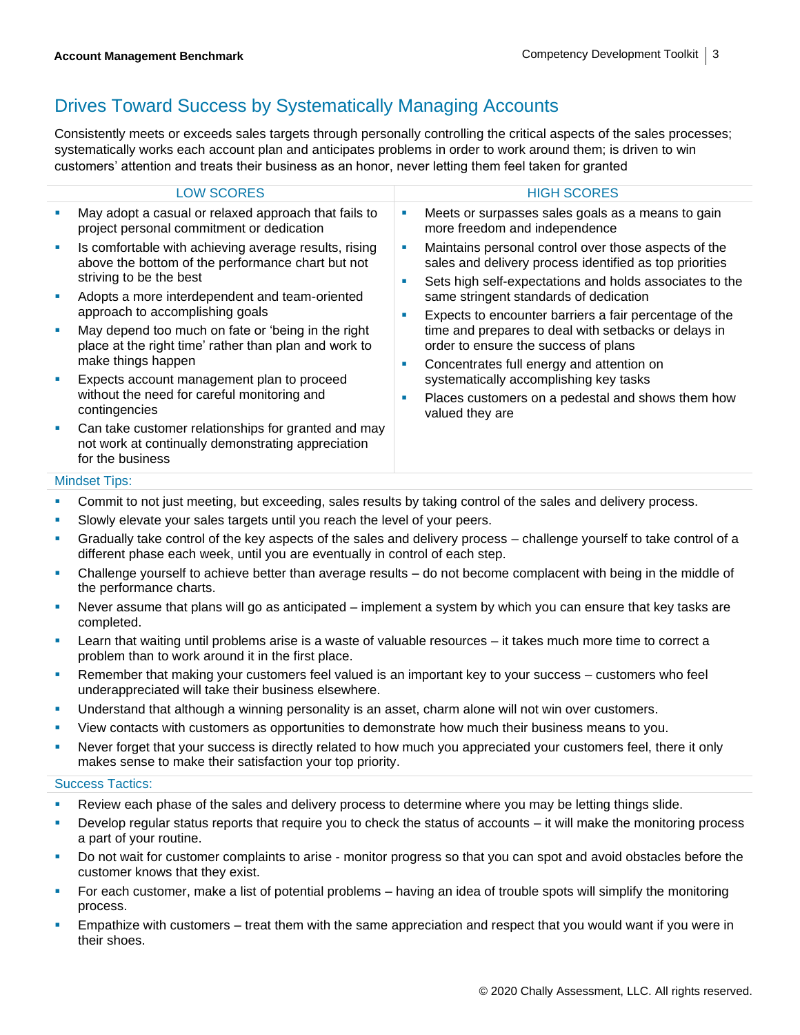## Drives Toward Success by Systematically Managing Accounts

Consistently meets or exceeds sales targets through personally controlling the critical aspects of the sales processes; systematically works each account plan and anticipates problems in order to work around them; is driven to win customers' attention and treats their business as an honor, never letting them feel taken for granted

| LOW SCORES | HIGH SCORES |
| --- | --- |
| ▪ May adopt a casual or relaxed approach that fails to project personal commitment or dedication<br>▪ Is comfortable with achieving average results, rising above the bottom of the performance chart but not striving to be the best<br>▪ Adopts a more interdependent and team-oriented approach to accomplishing goals<br>▪ May depend too much on fate or 'being in the right place at the right time' rather than plan and work to make things happen<br>▪ Expects account management plan to proceed without the need for careful monitoring and contingencies<br>▪ Can take customer relationships for granted and may not work at continually demonstrating appreciation for the business | ▪ Meets or surpasses sales goals as a means to gain more freedom and independence<br>▪ Maintains personal control over those aspects of the sales and delivery process identified as top priorities<br>▪ Sets high self-expectations and holds associates to the same stringent standards of dedication<br>▪ Expects to encounter barriers a fair percentage of the time and prepares to deal with setbacks or delays in order to ensure the success of plans<br>▪ Concentrates full energy and attention on systematically accomplishing key tasks<br>▪ Places customers on a pedestal and shows them how valued they are |

### Mindset Tips:

- Commit to not just meeting, but exceeding, sales results by taking control of the sales and delivery process.
- Slowly elevate your sales targets until you reach the level of your peers.
- Gradually take control of the key aspects of the sales and delivery process – challenge yourself to take control of a different phase each week, until you are eventually in control of each step.
- Challenge yourself to achieve better than average results – do not become complacent with being in the middle of the performance charts.
- Never assume that plans will go as anticipated – implement a system by which you can ensure that key tasks are completed.
- Learn that waiting until problems arise is a waste of valuable resources – it takes much more time to correct a problem than to work around it in the first place.
- Remember that making your customers feel valued is an important key to your success – customers who feel underappreciated will take their business elsewhere.
- Understand that although a winning personality is an asset, charm alone will not win over customers.
- View contacts with customers as opportunities to demonstrate how much their business means to you.
- Never forget that your success is directly related to how much you appreciated your customers feel, there it only makes sense to make their satisfaction your top priority.

### Success Tactics:

- Review each phase of the sales and delivery process to determine where you may be letting things slide.
- Develop regular status reports that require you to check the status of accounts – it will make the monitoring process a part of your routine.
- Do not wait for customer complaints to arise - monitor progress so that you can spot and avoid obstacles before the customer knows that they exist.
- For each customer, make a list of potential problems – having an idea of trouble spots will simplify the monitoring process.
- Empathize with customers – treat them with the same appreciation and respect that you would want if you were in their shoes.

© 2020 Chally Assessment, LLC. All rights reserved.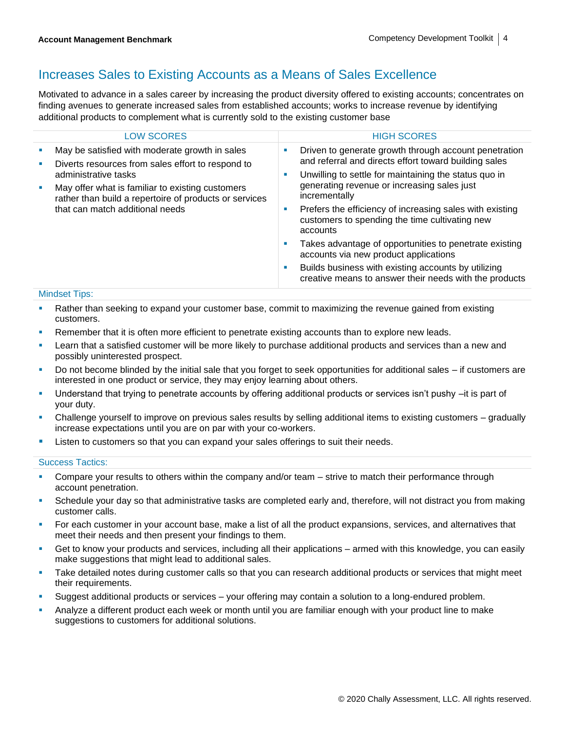## Increases Sales to Existing Accounts as a Means of Sales Excellence

Motivated to advance in a sales career by increasing the product diversity offered to existing accounts; concentrates on finding avenues to generate increased sales from established accounts; works to increase revenue by identifying additional products to complement what is currently sold to the existing customer base

| LOW SCORES | HIGH SCORES |
| --- | --- |
| ▪ May be satisfied with moderate growth in sales<br>▪ Diverts resources from sales effort to respond to administrative tasks<br>▪ May offer what is familiar to existing customers rather than build a repertoire of products or services that can match additional needs | ▪ Driven to generate growth through account penetration and referral and directs effort toward building sales<br>▪ Unwilling to settle for maintaining the status quo in generating revenue or increasing sales just incrementally<br>▪ Prefers the efficiency of increasing sales with existing customers to spending the time cultivating new accounts<br>▪ Takes advantage of opportunities to penetrate existing accounts via new product applications<br>▪ Builds business with existing accounts by utilizing creative means to answer their needs with the products |

### Mindset Tips:

- Rather than seeking to expand your customer base, commit to maximizing the revenue gained from existing customers.
- Remember that it is often more efficient to penetrate existing accounts than to explore new leads.
- Learn that a satisfied customer will be more likely to purchase additional products and services than a new and possibly uninterested prospect.
- Do not become blinded by the initial sale that you forget to seek opportunities for additional sales – if customers are interested in one product or service, they may enjoy learning about others.
- Understand that trying to penetrate accounts by offering additional products or services isn't pushy –it is part of your duty.
- Challenge yourself to improve on previous sales results by selling additional items to existing customers – gradually increase expectations until you are on par with your co-workers.
- Listen to customers so that you can expand your sales offerings to suit their needs.

### Success Tactics:

- Compare your results to others within the company and/or team – strive to match their performance through account penetration.
- Schedule your day so that administrative tasks are completed early and, therefore, will not distract you from making customer calls.
- For each customer in your account base, make a list of all the product expansions, services, and alternatives that meet their needs and then present your findings to them.
- Get to know your products and services, including all their applications – armed with this knowledge, you can easily make suggestions that might lead to additional sales.
- Take detailed notes during customer calls so that you can research additional products or services that might meet their requirements.
- Suggest additional products or services – your offering may contain a solution to a long-endured problem.
- Analyze a different product each week or month until you are familiar enough with your product line to make suggestions to customers for additional solutions.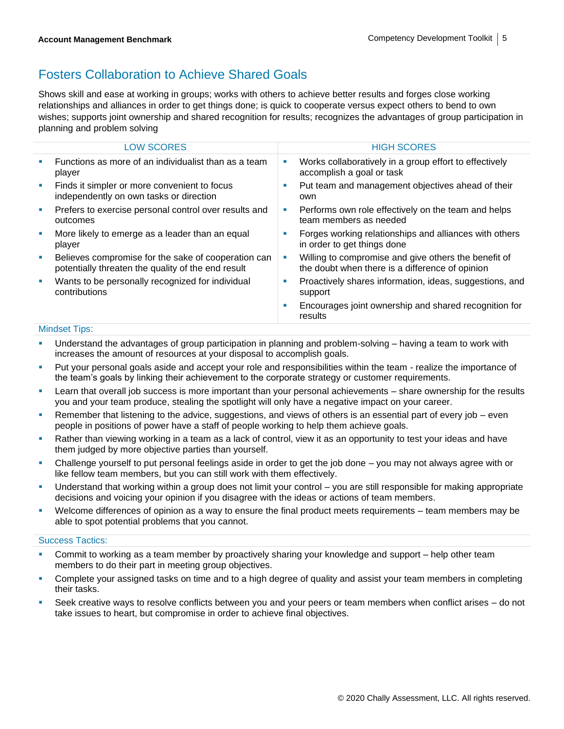## Fosters Collaboration to Achieve Shared Goals

Shows skill and ease at working in groups; works with others to achieve better results and forges close working relationships and alliances in order to get things done; is quick to cooperate versus expect others to bend to own wishes; supports joint ownership and shared recognition for results; recognizes the advantages of group participation in planning and problem solving

| LOW SCORES | HIGH SCORES |
|---|---|
| ▪ Functions as more of an individualist than as a team player | ▪ Works collaboratively in a group effort to effectively accomplish a goal or task |
| ▪ Finds it simpler or more convenient to focus independently on own tasks or direction | ▪ Put team and management objectives ahead of their own |
| ▪ Prefers to exercise personal control over results and outcomes | ▪ Performs own role effectively on the team and helps team members as needed |
| ▪ More likely to emerge as a leader than an equal player | ▪ Forges working relationships and alliances with others in order to get things done |
| ▪ Believes compromise for the sake of cooperation can potentially threaten the quality of the end result | ▪ Willing to compromise and give others the benefit of the doubt when there is a difference of opinion |
| ▪ Wants to be personally recognized for individual contributions | ▪ Proactively shares information, ideas, suggestions, and support |
| | ▪ Encourages joint ownership and shared recognition for results |

### Mindset Tips:

- Understand the advantages of group participation in planning and problem-solving – having a team to work with increases the amount of resources at your disposal to accomplish goals.
- Put your personal goals aside and accept your role and responsibilities within the team - realize the importance of the team's goals by linking their achievement to the corporate strategy or customer requirements.
- Learn that overall job success is more important than your personal achievements – share ownership for the results you and your team produce, stealing the spotlight will only have a negative impact on your career.
- Remember that listening to the advice, suggestions, and views of others is an essential part of every job – even people in positions of power have a staff of people working to help them achieve goals.
- Rather than viewing working in a team as a lack of control, view it as an opportunity to test your ideas and have them judged by more objective parties than yourself.
- Challenge yourself to put personal feelings aside in order to get the job done – you may not always agree with or like fellow team members, but you can still work with them effectively.
- Understand that working within a group does not limit your control – you are still responsible for making appropriate decisions and voicing your opinion if you disagree with the ideas or actions of team members.
- Welcome differences of opinion as a way to ensure the final product meets requirements – team members may be able to spot potential problems that you cannot.

### Success Tactics:

- Commit to working as a team member by proactively sharing your knowledge and support – help other team members to do their part in meeting group objectives.
- Complete your assigned tasks on time and to a high degree of quality and assist your team members in completing their tasks.
- Seek creative ways to resolve conflicts between you and your peers or team members when conflict arises – do not take issues to heart, but compromise in order to achieve final objectives.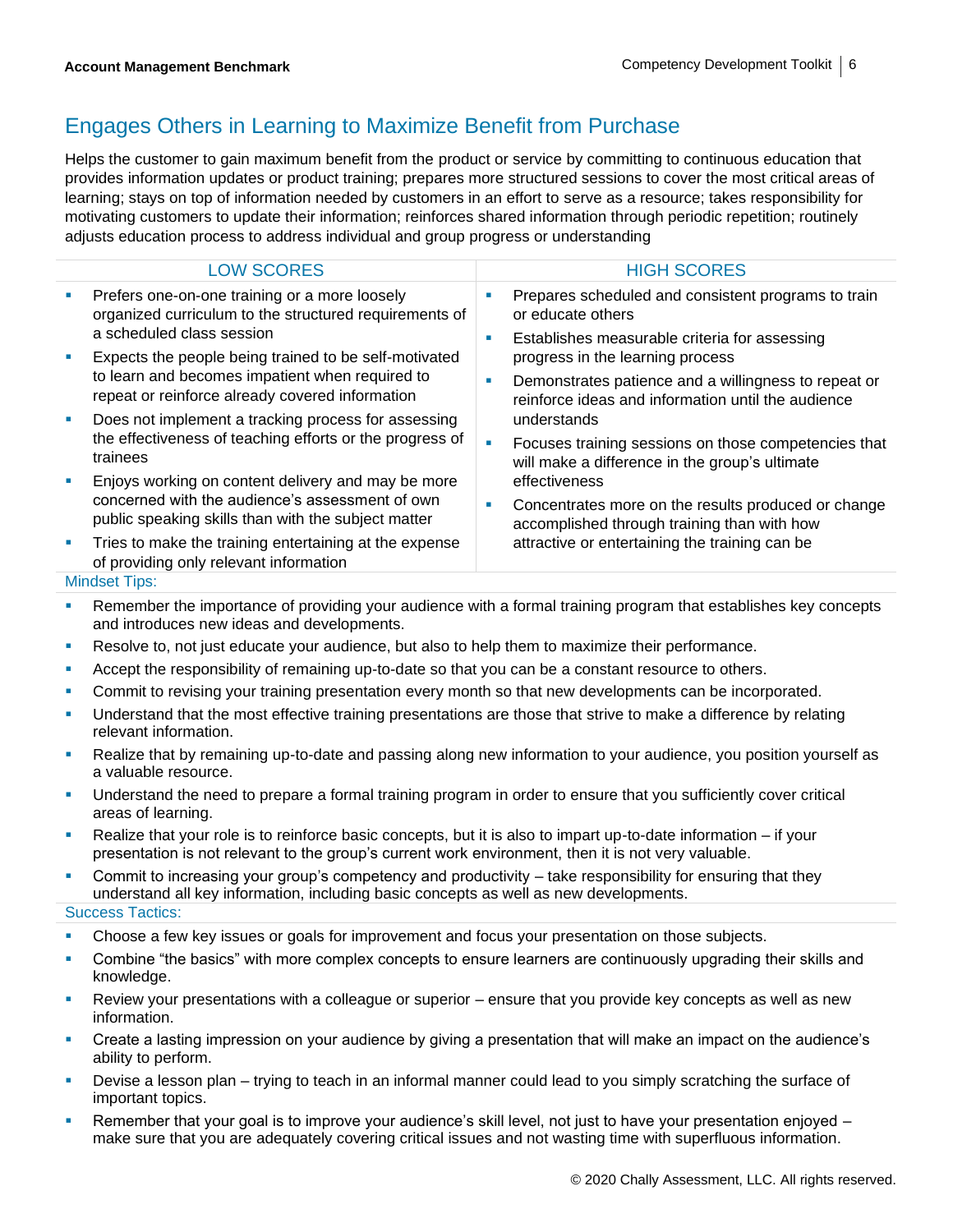## Engages Others in Learning to Maximize Benefit from Purchase

Helps the customer to gain maximum benefit from the product or service by committing to continuous education that provides information updates or product training; prepares more structured sessions to cover the most critical areas of learning; stays on top of information needed by customers in an effort to serve as a resource; takes responsibility for motivating customers to update their information; reinforces shared information through periodic repetition; routinely adjusts education process to address individual and group progress or understanding

| LOW SCORES | HIGH SCORES |
|---|---|
| ▪ Prefers one-on-one training or a more loosely organized curriculum to the structured requirements of a scheduled class session<br>▪ Expects the people being trained to be self-motivated to learn and becomes impatient when required to repeat or reinforce already covered information<br>▪ Does not implement a tracking process for assessing the effectiveness of teaching efforts or the progress of trainees<br>▪ Enjoys working on content delivery and may be more concerned with the audience's assessment of own public speaking skills than with the subject matter<br>▪ Tries to make the training entertaining at the expense of providing only relevant information | ▪ Prepares scheduled and consistent programs to train or educate others<br>▪ Establishes measurable criteria for assessing progress in the learning process<br>▪ Demonstrates patience and a willingness to repeat or reinforce ideas and information until the audience understands<br>▪ Focuses training sessions on those competencies that will make a difference in the group's ultimate effectiveness<br>▪ Concentrates more on the results produced or change accomplished through training than with how attractive or entertaining the training can be |

### Mindset Tips:

- Remember the importance of providing your audience with a formal training program that establishes key concepts and introduces new ideas and developments.
- Resolve to, not just educate your audience, but also to help them to maximize their performance.
- Accept the responsibility of remaining up-to-date so that you can be a constant resource to others.
- Commit to revising your training presentation every month so that new developments can be incorporated.
- Understand that the most effective training presentations are those that strive to make a difference by relating relevant information.
- Realize that by remaining up-to-date and passing along new information to your audience, you position yourself as a valuable resource.
- Understand the need to prepare a formal training program in order to ensure that you sufficiently cover critical areas of learning.
- Realize that your role is to reinforce basic concepts, but it is also to impart up-to-date information – if your presentation is not relevant to the group's current work environment, then it is not very valuable.
- Commit to increasing your group's competency and productivity – take responsibility for ensuring that they understand all key information, including basic concepts as well as new developments.

### Success Tactics:

- Choose a few key issues or goals for improvement and focus your presentation on those subjects.
- Combine "the basics" with more complex concepts to ensure learners are continuously upgrading their skills and knowledge.
- Review your presentations with a colleague or superior – ensure that you provide key concepts as well as new information.
- Create a lasting impression on your audience by giving a presentation that will make an impact on the audience's ability to perform.
- Devise a lesson plan – trying to teach in an informal manner could lead to you simply scratching the surface of important topics.
- Remember that your goal is to improve your audience's skill level, not just to have your presentation enjoyed – make sure that you are adequately covering critical issues and not wasting time with superfluous information.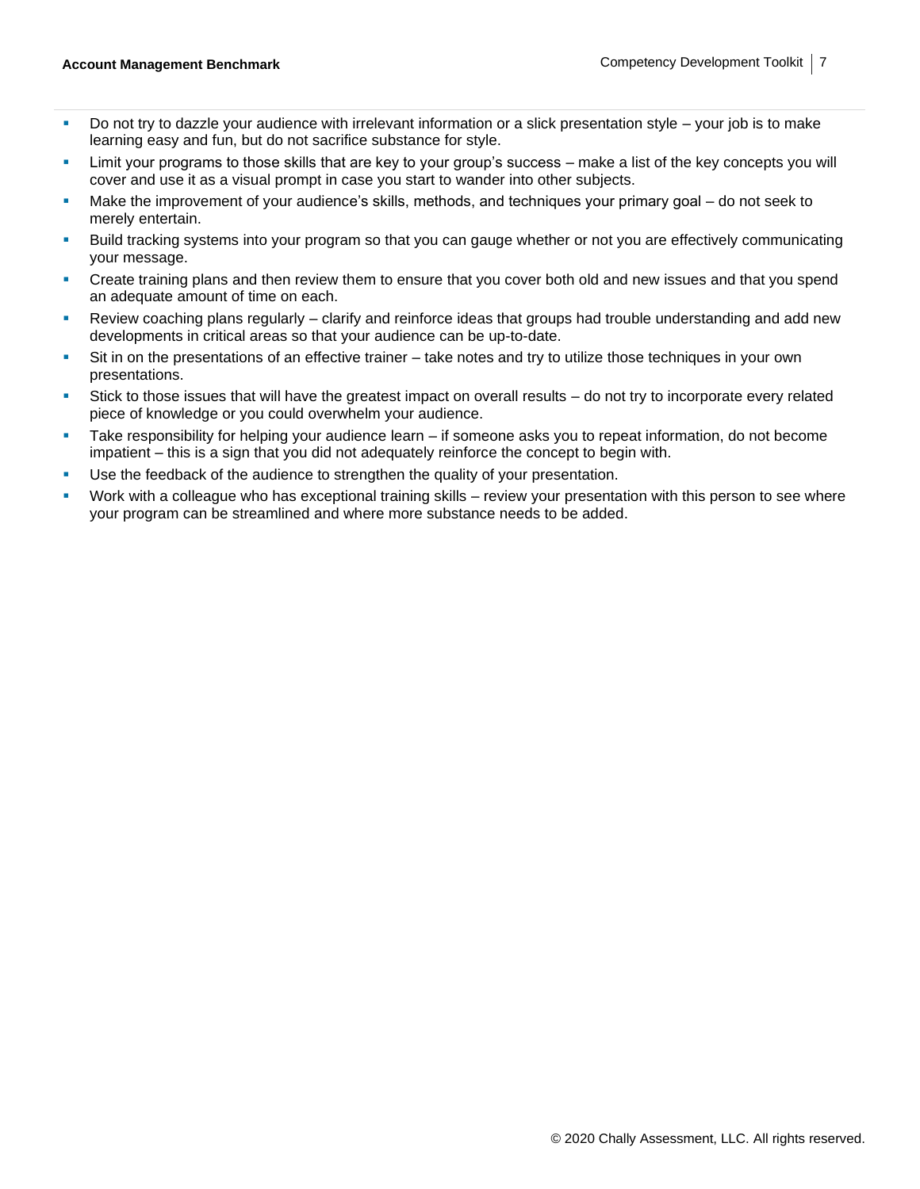- Do not try to dazzle your audience with irrelevant information or a slick presentation style – your job is to make learning easy and fun, but do not sacrifice substance for style.
- Limit your programs to those skills that are key to your group's success – make a list of the key concepts you will cover and use it as a visual prompt in case you start to wander into other subjects.
- Make the improvement of your audience's skills, methods, and techniques your primary goal – do not seek to merely entertain.
- Build tracking systems into your program so that you can gauge whether or not you are effectively communicating your message.
- Create training plans and then review them to ensure that you cover both old and new issues and that you spend an adequate amount of time on each.
- Review coaching plans regularly – clarify and reinforce ideas that groups had trouble understanding and add new developments in critical areas so that your audience can be up-to-date.
- Sit in on the presentations of an effective trainer – take notes and try to utilize those techniques in your own presentations.
- Stick to those issues that will have the greatest impact on overall results – do not try to incorporate every related piece of knowledge or you could overwhelm your audience.
- Take responsibility for helping your audience learn – if someone asks you to repeat information, do not become impatient – this is a sign that you did not adequately reinforce the concept to begin with.
- Use the feedback of the audience to strengthen the quality of your presentation.
- Work with a colleague who has exceptional training skills – review your presentation with this person to see where your program can be streamlined and where more substance needs to be added.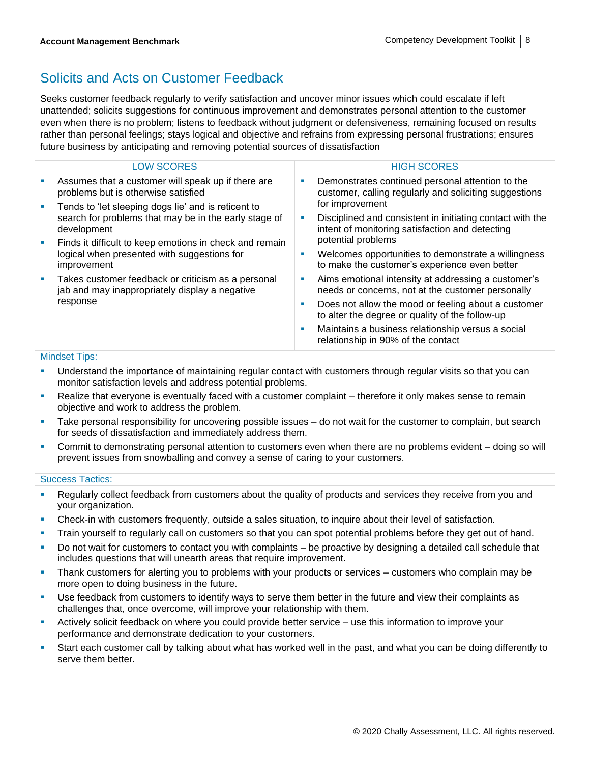## Solicits and Acts on Customer Feedback

Seeks customer feedback regularly to verify satisfaction and uncover minor issues which could escalate if left unattended; solicits suggestions for continuous improvement and demonstrates personal attention to the customer even when there is no problem; listens to feedback without judgment or defensiveness, remaining focused on results rather than personal feelings; stays logical and objective and refrains from expressing personal frustrations; ensures future business by anticipating and removing potential sources of dissatisfaction

| LOW SCORES | HIGH SCORES |
|---|---|
| ▪ Assumes that a customer will speak up if there are problems but is otherwise satisfied<br>▪ Tends to 'let sleeping dogs lie' and is reticent to search for problems that may be in the early stage of development<br>▪ Finds it difficult to keep emotions in check and remain logical when presented with suggestions for improvement<br>▪ Takes customer feedback or criticism as a personal jab and may inappropriately display a negative response | ▪ Demonstrates continued personal attention to the customer, calling regularly and soliciting suggestions for improvement<br>▪ Disciplined and consistent in initiating contact with the intent of monitoring satisfaction and detecting potential problems<br>▪ Welcomes opportunities to demonstrate a willingness to make the customer's experience even better<br>▪ Aims emotional intensity at addressing a customer's needs or concerns, not at the customer personally<br>▪ Does not allow the mood or feeling about a customer to alter the degree or quality of the follow-up<br>▪ Maintains a business relationship versus a social relationship in 90% of the contact |

### Mindset Tips:

- Understand the importance of maintaining regular contact with customers through regular visits so that you can monitor satisfaction levels and address potential problems.
- Realize that everyone is eventually faced with a customer complaint – therefore it only makes sense to remain objective and work to address the problem.
- Take personal responsibility for uncovering possible issues – do not wait for the customer to complain, but search for seeds of dissatisfaction and immediately address them.
- Commit to demonstrating personal attention to customers even when there are no problems evident – doing so will prevent issues from snowballing and convey a sense of caring to your customers.

### Success Tactics:

- Regularly collect feedback from customers about the quality of products and services they receive from you and your organization.
- Check-in with customers frequently, outside a sales situation, to inquire about their level of satisfaction.
- Train yourself to regularly call on customers so that you can spot potential problems before they get out of hand.
- Do not wait for customers to contact you with complaints – be proactive by designing a detailed call schedule that includes questions that will unearth areas that require improvement.
- Thank customers for alerting you to problems with your products or services – customers who complain may be more open to doing business in the future.
- Use feedback from customers to identify ways to serve them better in the future and view their complaints as challenges that, once overcome, will improve your relationship with them.
- Actively solicit feedback on where you could provide better service – use this information to improve your performance and demonstrate dedication to your customers.
- Start each customer call by talking about what has worked well in the past, and what you can be doing differently to serve them better.

© 2020 Chally Assessment, LLC. All rights reserved.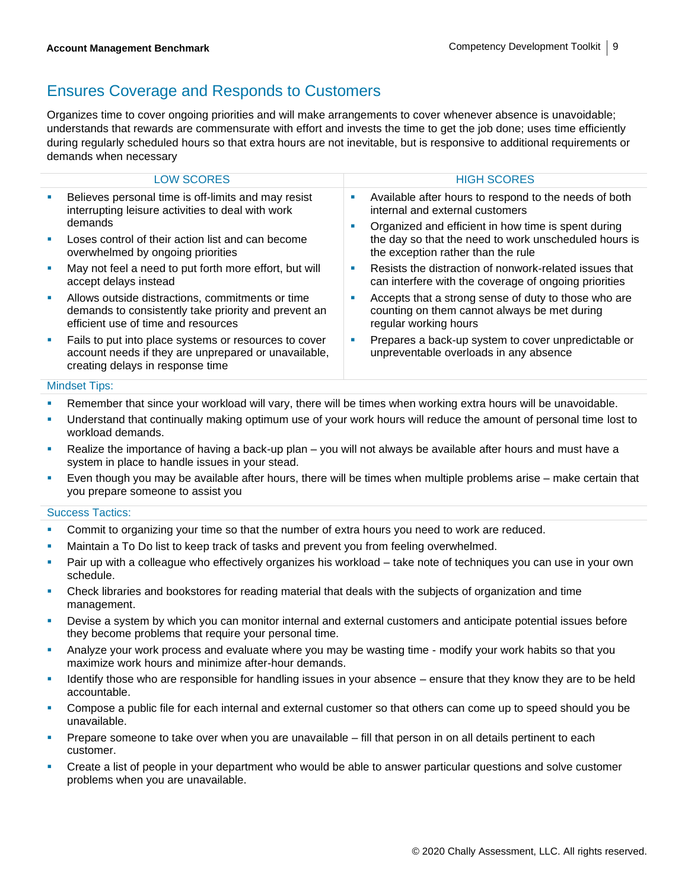## Ensures Coverage and Responds to Customers

Organizes time to cover ongoing priorities and will make arrangements to cover whenever absence is unavoidable; understands that rewards are commensurate with effort and invests the time to get the job done; uses time efficiently during regularly scheduled hours so that extra hours are not inevitable, but is responsive to additional requirements or demands when necessary

| LOW SCORES | HIGH SCORES |
|---|---|
| ▪ Believes personal time is off-limits and may resist interrupting leisure activities to deal with work demands<br>▪ Loses control of their action list and can become overwhelmed by ongoing priorities<br>▪ May not feel a need to put forth more effort, but will accept delays instead<br>▪ Allows outside distractions, commitments or time demands to consistently take priority and prevent an efficient use of time and resources<br>▪ Fails to put into place systems or resources to cover account needs if they are unprepared or unavailable, creating delays in response time | ▪ Available after hours to respond to the needs of both internal and external customers<br>▪ Organized and efficient in how time is spent during the day so that the need to work unscheduled hours is the exception rather than the rule<br>▪ Resists the distraction of nonwork-related issues that can interfere with the coverage of ongoing priorities<br>▪ Accepts that a strong sense of duty to those who are counting on them cannot always be met during regular working hours<br>▪ Prepares a back-up system to cover unpredictable or unpreventable overloads in any absence |

### Mindset Tips:

- Remember that since your workload will vary, there will be times when working extra hours will be unavoidable.
- Understand that continually making optimum use of your work hours will reduce the amount of personal time lost to workload demands.
- Realize the importance of having a back-up plan – you will not always be available after hours and must have a system in place to handle issues in your stead.
- Even though you may be available after hours, there will be times when multiple problems arise – make certain that you prepare someone to assist you

### Success Tactics:

- Commit to organizing your time so that the number of extra hours you need to work are reduced.
- Maintain a To Do list to keep track of tasks and prevent you from feeling overwhelmed.
- Pair up with a colleague who effectively organizes his workload – take note of techniques you can use in your own schedule.
- Check libraries and bookstores for reading material that deals with the subjects of organization and time management.
- Devise a system by which you can monitor internal and external customers and anticipate potential issues before they become problems that require your personal time.
- Analyze your work process and evaluate where you may be wasting time - modify your work habits so that you maximize work hours and minimize after-hour demands.
- Identify those who are responsible for handling issues in your absence – ensure that they know they are to be held accountable.
- Compose a public file for each internal and external customer so that others can come up to speed should you be unavailable.
- Prepare someone to take over when you are unavailable – fill that person in on all details pertinent to each customer.
- Create a list of people in your department who would be able to answer particular questions and solve customer problems when you are unavailable.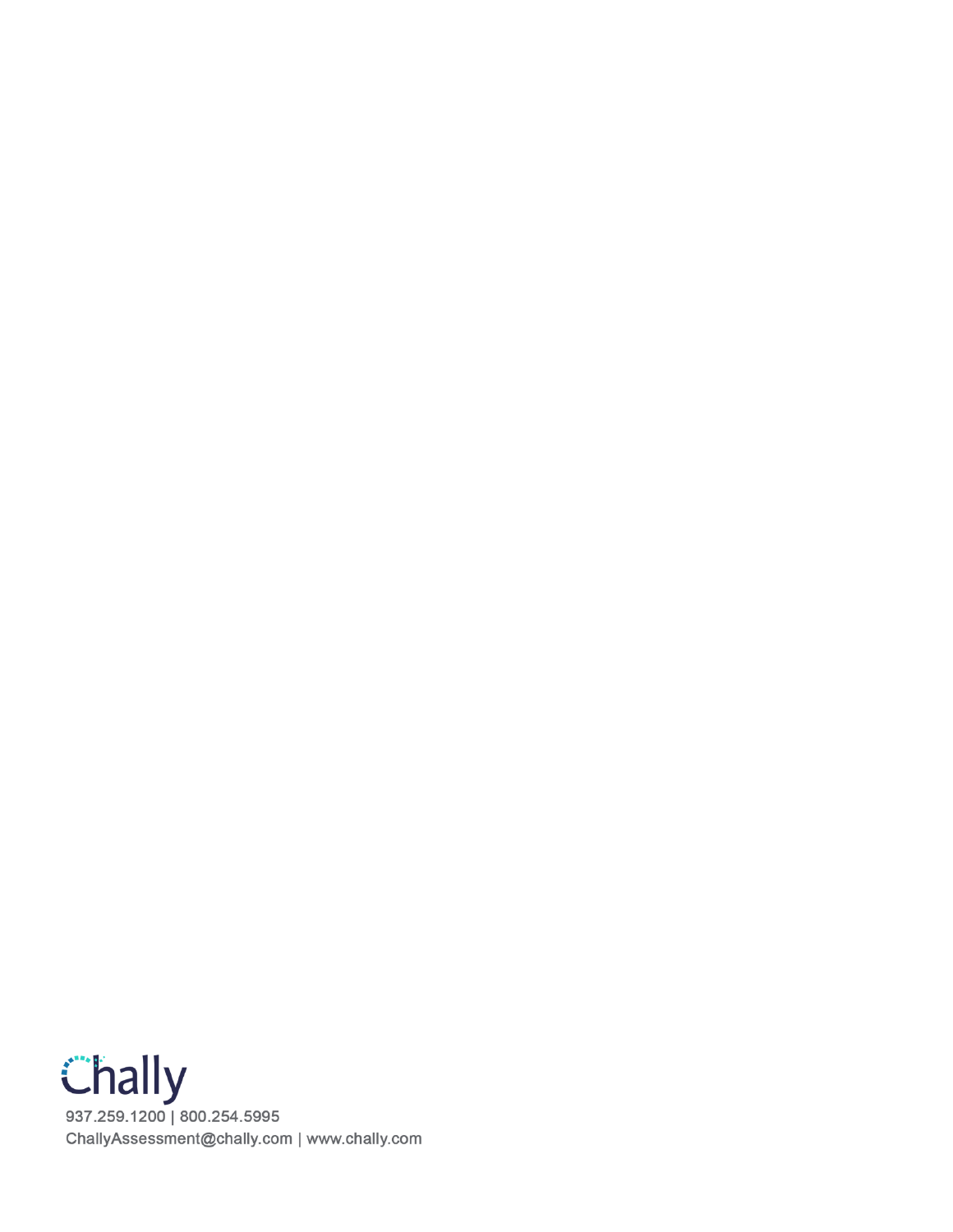Chally

937.259.1200 | 800.254.5995

ChallyAssessment@chally.com | www.chally.com